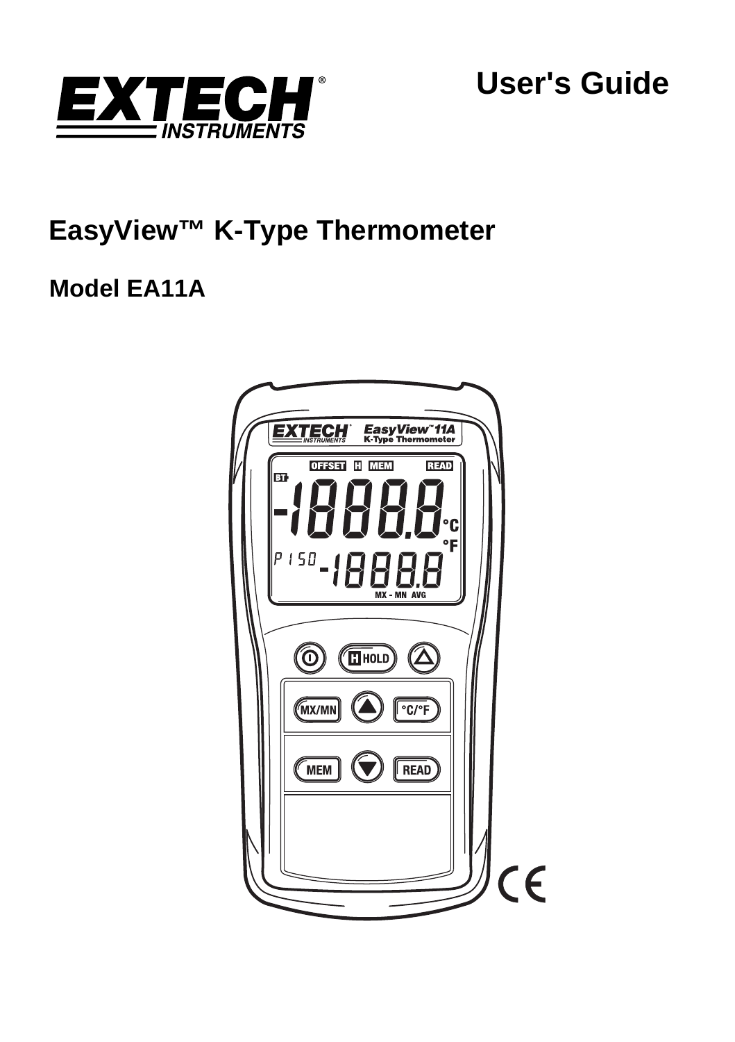EXTECH INSTRUMENTS

# User's Guide

## EasyView™ K-Type Thermometer

### Model EA11A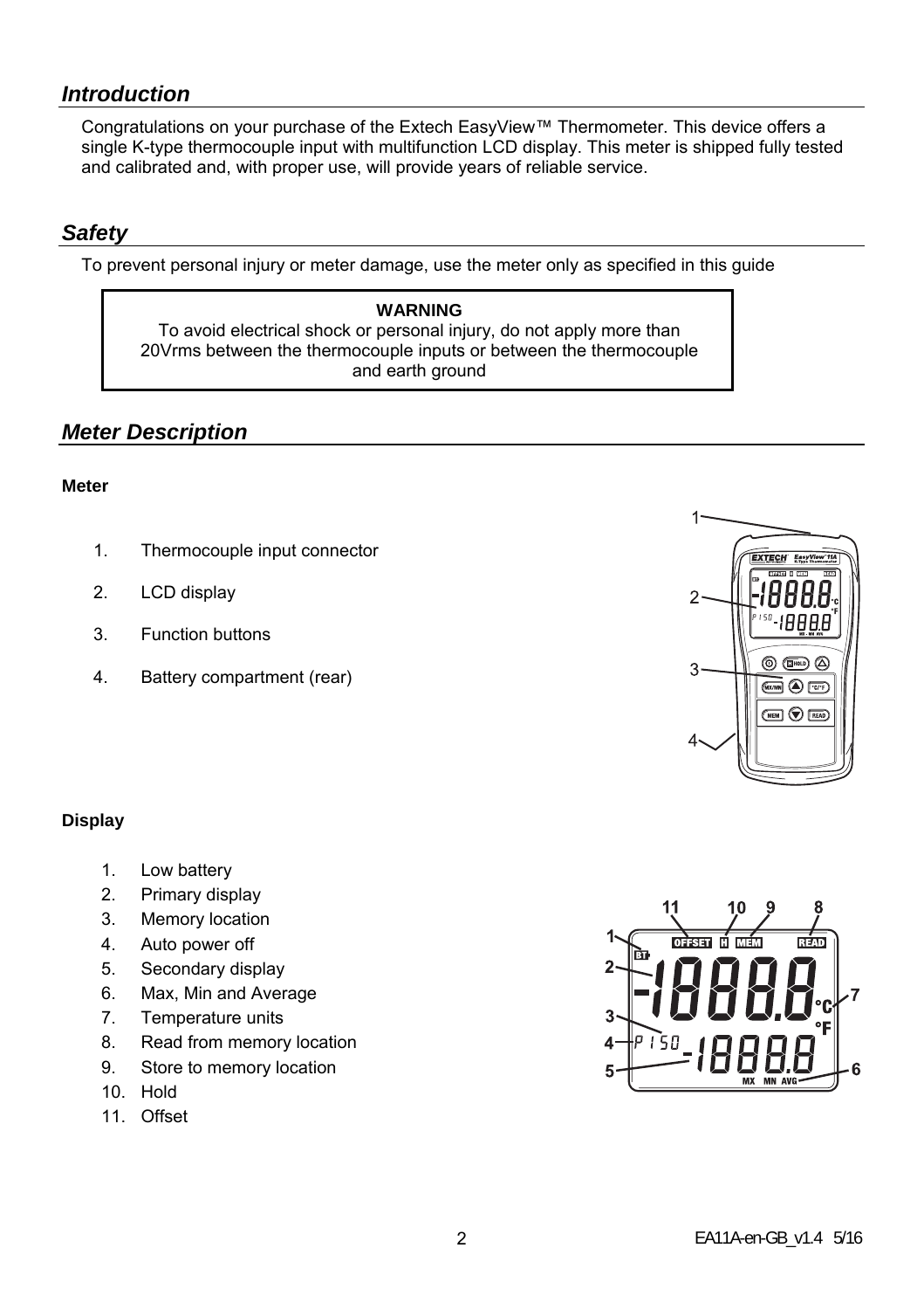## *Introduction*

Congratulations on your purchase of the Extech EasyView™ Thermometer. This device offers a single K-type thermocouple input with multifunction LCD display. This meter is shipped fully tested and calibrated and, with proper use, will provide years of reliable service.

## *Safety*

To prevent personal injury or meter damage, use the meter only as specified in this guide

> **WARNING**
> To avoid electrical shock or personal injury, do not apply more than 20Vrms between the thermocouple inputs or between the thermocouple and earth ground

## *Meter Description*

**Meter**

1. Thermocouple input connector
2. LCD display
3. Function buttons
4. Battery compartment (rear)

**Display**

1. Low battery
2. Primary display
3. Memory location
4. Auto power off
5. Secondary display
6. Max, Min and Average
7. Temperature units
8. Read from memory location
9. Store to memory location
10. Hold
11. Offset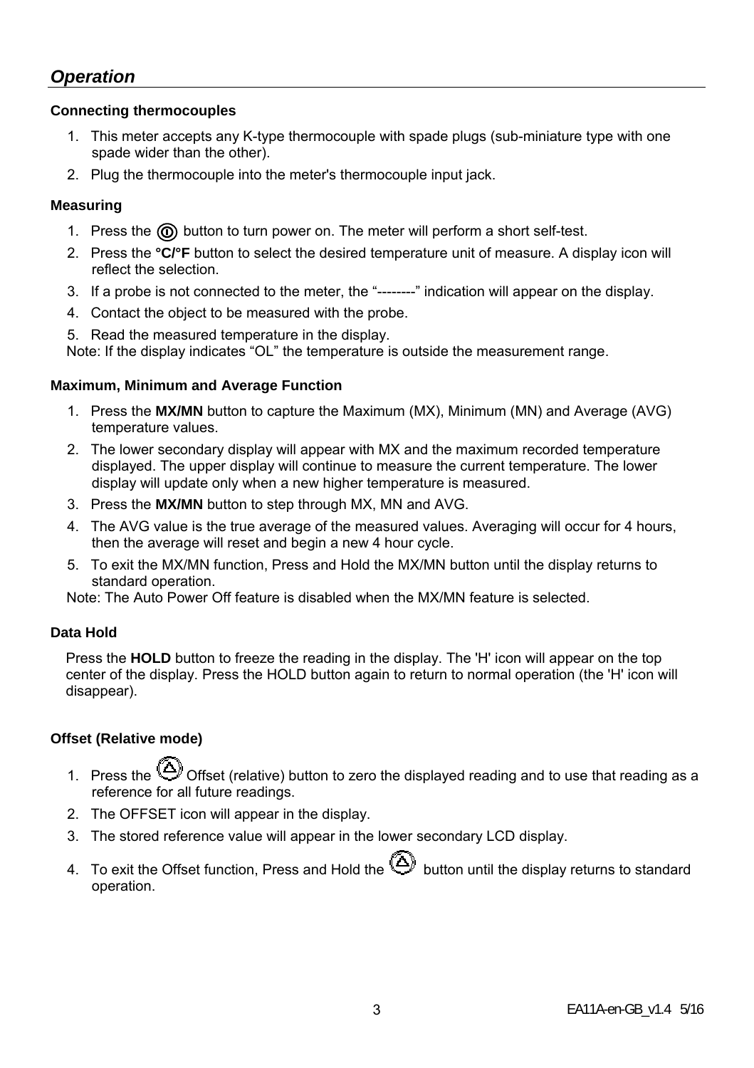## *Operation*

### Connecting thermocouples

1. This meter accepts any K-type thermocouple with spade plugs (sub-miniature type with one spade wider than the other).
2. Plug the thermocouple into the meter's thermocouple input jack.

### Measuring

1. Press the ⓘ button to turn power on. The meter will perform a short self-test.
2. Press the **°C/°F** button to select the desired temperature unit of measure. A display icon will reflect the selection.
3. If a probe is not connected to the meter, the "--------" indication will appear on the display.
4. Contact the object to be measured with the probe.
5. Read the measured temperature in the display.

Note: If the display indicates "OL" the temperature is outside the measurement range.

### Maximum, Minimum and Average Function

1. Press the **MX/MN** button to capture the Maximum (MX), Minimum (MN) and Average (AVG) temperature values.
2. The lower secondary display will appear with MX and the maximum recorded temperature displayed. The upper display will continue to measure the current temperature. The lower display will update only when a new higher temperature is measured.
3. Press the **MX/MN** button to step through MX, MN and AVG.
4. The AVG value is the true average of the measured values. Averaging will occur for 4 hours, then the average will reset and begin a new 4 hour cycle.
5. To exit the MX/MN function, Press and Hold the MX/MN button until the display returns to standard operation.

Note: The Auto Power Off feature is disabled when the MX/MN feature is selected.

### Data Hold

Press the **HOLD** button to freeze the reading in the display. The 'H' icon will appear on the top center of the display. Press the HOLD button again to return to normal operation (the 'H' icon will disappear).

### Offset (Relative mode)

1. Press the Δ Offset (relative) button to zero the displayed reading and to use that reading as a reference for all future readings.
2. The OFFSET icon will appear in the display.
3. The stored reference value will appear in the lower secondary LCD display.
4. To exit the Offset function, Press and Hold the Δ button until the display returns to standard operation.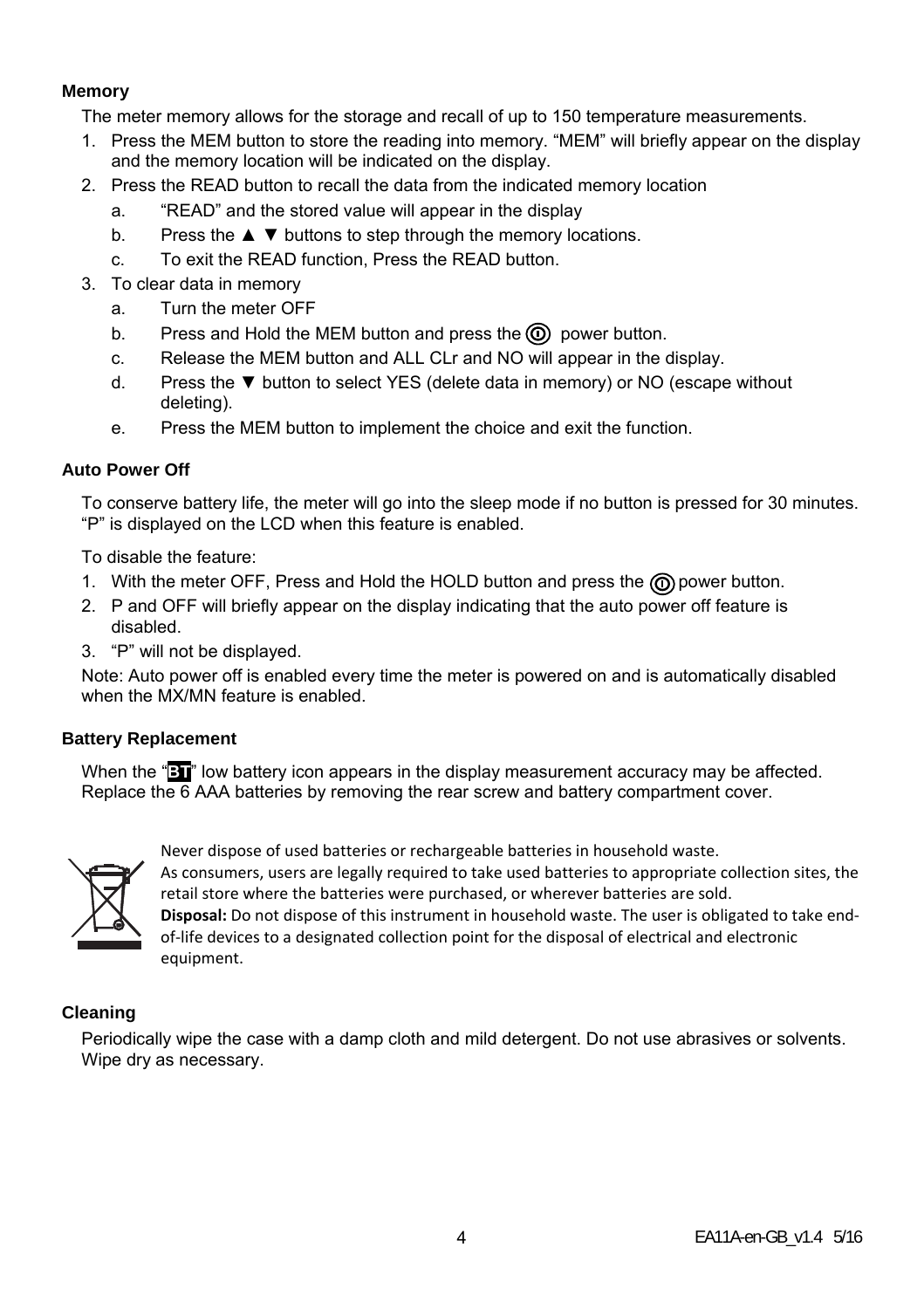**Memory**

The meter memory allows for the storage and recall of up to 150 temperature measurements.

1. Press the MEM button to store the reading into memory. “MEM” will briefly appear on the display and the memory location will be indicated on the display.
2. Press the READ button to recall the data from the indicated memory location
   a. “READ” and the stored value will appear in the display
   b. Press the ▲ ▼ buttons to step through the memory locations.
   c. To exit the READ function, Press the READ button.
3. To clear data in memory
   a. Turn the meter OFF
   b. Press and Hold the MEM button and press the power button.
   c. Release the MEM button and ALL CLr and NO will appear in the display.
   d. Press the ▼ button to select YES (delete data in memory) or NO (escape without deleting).
   e. Press the MEM button to implement the choice and exit the function.

**Auto Power Off**

To conserve battery life, the meter will go into the sleep mode if no button is pressed for 30 minutes. “P” is displayed on the LCD when this feature is enabled.

To disable the feature:

1. With the meter OFF, Press and Hold the HOLD button and press the power button.
2. P and OFF will briefly appear on the display indicating that the auto power off feature is disabled.
3. “P” will not be displayed.

Note: Auto power off is enabled every time the meter is powered on and is automatically disabled when the MX/MN feature is enabled.

**Battery Replacement**

When the “BT” low battery icon appears in the display measurement accuracy may be affected. Replace the 6 AAA batteries by removing the rear screw and battery compartment cover.

Never dispose of used batteries or rechargeable batteries in household waste.
As consumers, users are legally required to take used batteries to appropriate collection sites, the retail store where the batteries were purchased, or wherever batteries are sold.
**Disposal:** Do not dispose of this instrument in household waste. The user is obligated to take end-of-life devices to a designated collection point for the disposal of electrical and electronic equipment.

**Cleaning**

Periodically wipe the case with a damp cloth and mild detergent. Do not use abrasives or solvents. Wipe dry as necessary.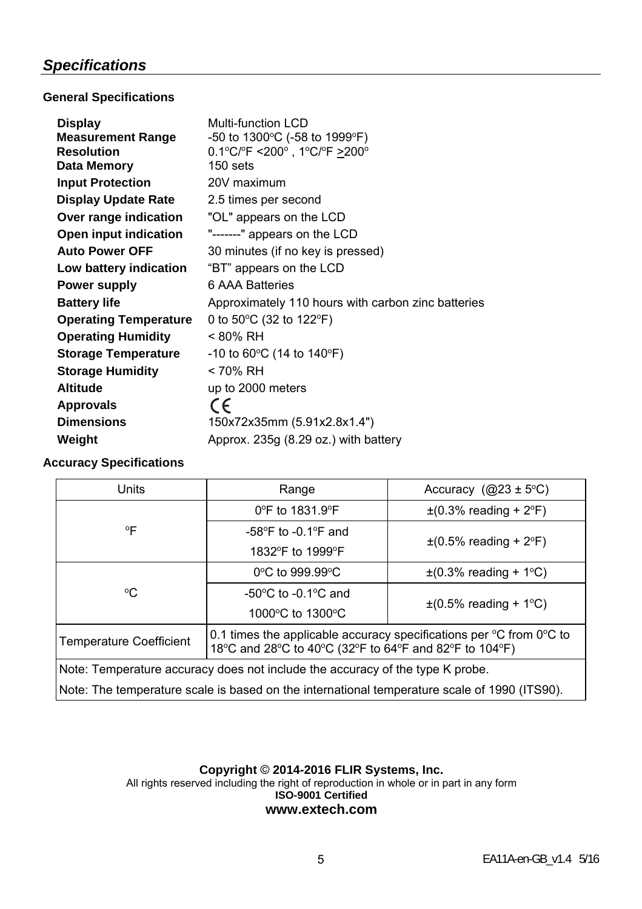## *Specifications*

### General Specifications

| | |
|---|---|
| **Display** | Multi-function LCD |
| **Measurement Range** | -50 to 1300°C (-58 to 1999°F) |
| **Resolution** | 0.1°C/°F <200° , 1°C/°F ≥200° |
| **Data Memory** | 150 sets |
| **Input Protection** | 20V maximum |
| **Display Update Rate** | 2.5 times per second |
| **Over range indication** | "OL" appears on the LCD |
| **Open input indication** | "-------" appears on the LCD |
| **Auto Power OFF** | 30 minutes (if no key is pressed) |
| **Low battery indication** | "BT" appears on the LCD |
| **Power supply** | 6 AAA Batteries |
| **Battery life** | Approximately 110 hours with carbon zinc batteries |
| **Operating Temperature** | 0 to 50°C (32 to 122°F) |
| **Operating Humidity** | < 80% RH |
| **Storage Temperature** | -10 to 60°C (14 to 140°F) |
| **Storage Humidity** | < 70% RH |
| **Altitude** | up to 2000 meters |
| **Approvals** | CE |
| **Dimensions** | 150x72x35mm (5.91x2.8x1.4") |
| **Weight** | Approx. 235g (8.29 oz.) with battery |

### Accuracy Specifications

| Units | Range | Accuracy (@23 ± 5°C) |
|---|---|---|
| °F | 0°F to 1831.9°F | ±(0.3% reading + 2°F) |
| | -58°F to -0.1°F and 1832°F to 1999°F | ±(0.5% reading + 2°F) |
| °C | 0°C to 999.99°C | ±(0.3% reading + 1°C) |
| | -50°C to -0.1°C and 1000°C to 1300°C | ±(0.5% reading + 1°C) |
| Temperature Coefficient | 0.1 times the applicable accuracy specifications per °C from 0°C to 18°C and 28°C to 40°C (32°F to 64°F and 82°F to 104°F) | |
| Note: Temperature accuracy does not include the accuracy of the type K probe. | | |
| Note: The temperature scale is based on the international temperature scale of 1990 (ITS90). | | |

**Copyright © 2014-2016 FLIR Systems, Inc.**
All rights reserved including the right of reproduction in whole or in part in any form
**ISO-9001 Certified**
**www.extech.com**

EA11A-en-GB_v1.4 5/16